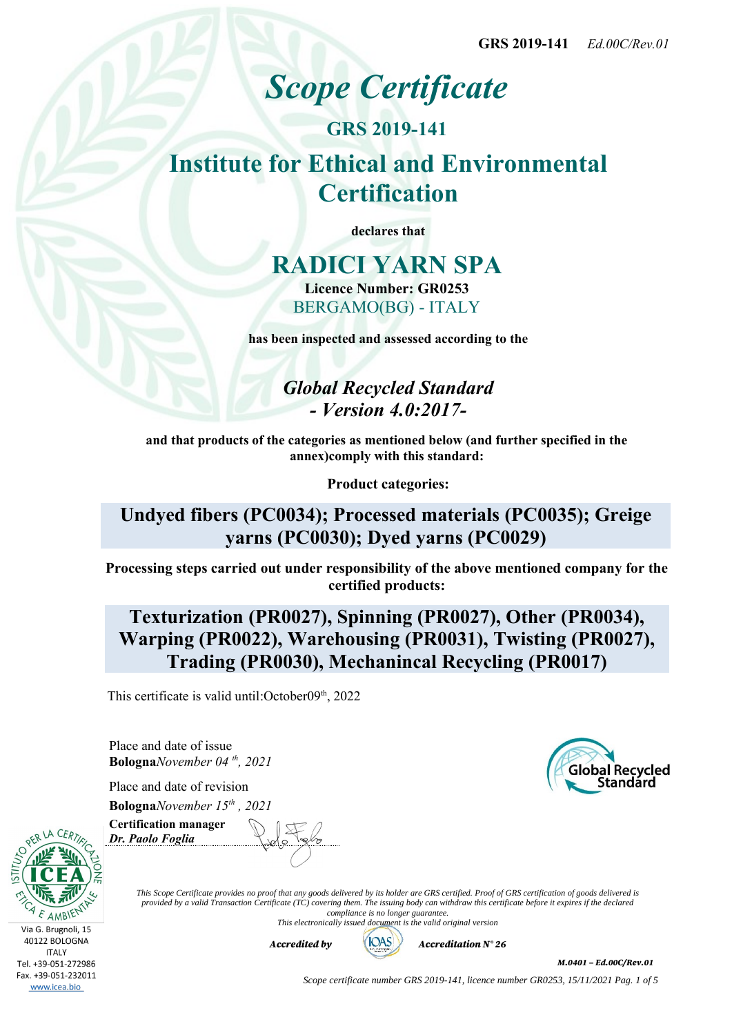# *Scope Certificate*

## GRS 2019-141

## Institute for Ethical and Environmental Certification

**declares that**

## RADICI YARN SPA

**Licence Number: GR0253**

BERGAMO(BG) - ITALY

**has been inspected and assessed according to the**

### *Global Recycled Standard - Version 4.0:2017-*

**and that products of the categories as mentioned below (and further specified in the annex)comply with this standard:**

**Product categories:**

### Undyed fibers (PC0034); Processed materials (PC0035); Greige yarns (PC0030); Dyed yarns (PC0029)

**Processing steps carried out under responsibility of the above mentioned company for the certified products:**

### Texturization (PR0027), Spinning (PR0027), Other (PR0034), Warping (PR0022), Warehousing (PR0031), Twisting (PR0027), Trading (PR0030), Mechanincal Recycling (PR0017)

This certificate is valid until:October09th, 2022

Place and date of issue
**Bologna***November 04 th, 2021*

Place and date of revision
**Bologna***November 15th , 2021*

**Certification manager**
***Dr. Paolo Foglia***

Global Recycled Standard

Via G. Brugnoli, 15
40122 BOLOGNA
ITALY
Tel. +39-051-272986
Fax. +39-051-232011
www.icea.bio

*This Scope Certificate provides no proof that any goods delivered by its holder are GRS certified. Proof of GRS certification of goods delivered is provided by a valid Transaction Certificate (TC) covering them. The issuing body can withdraw this certificate before it expires if the declared compliance is no longer guarantee.*
*This electronically issued document is the valid original version*

***Accredited by*** IOAS ***Accreditation N° 26***

***M.0401 – Ed.00C/Rev.01***

*Scope certificate number GRS 2019-141, licence number GR0253, 15/11/2021*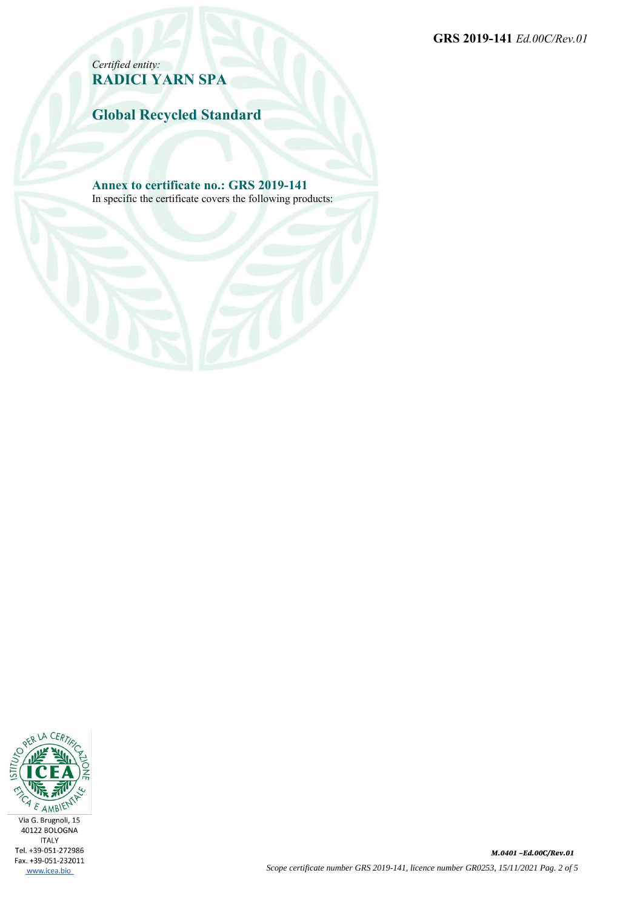*Certified entity:*
**RADICI YARN SPA**

## Global Recycled Standard

### Annex to certificate no.: GRS 2019-141

In specific the certificate covers the following products:

Via G. Brugnoli, 15
40122 BOLOGNA
ITALY
Tel. +39-051-272986
Fax. +39-051-232011
www.icea.bio

***M.0401 –Ed.00C/Rev.01***

*Scope certificate number GRS 2019-141, licence number GR0253, 15/11/2021*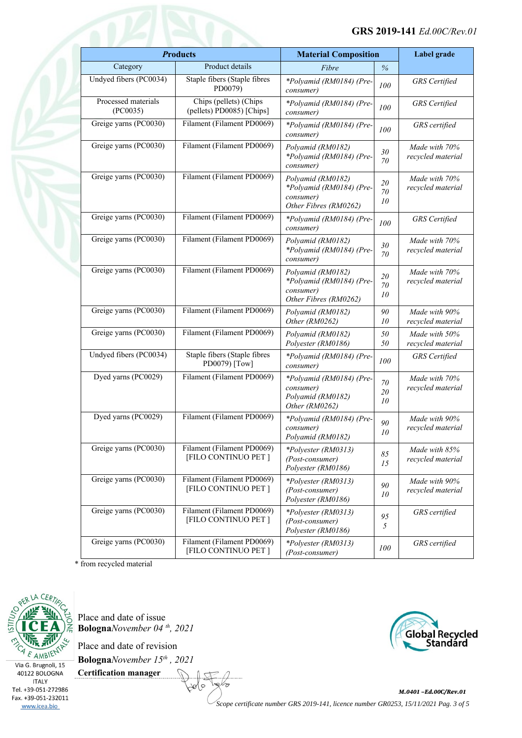| ***Products*** | | **Material Composition** | | **Label grade** |
|---|---|---|---|---|
| Category | Product details | *Fibre* | *%* | |
| Undyed fibers (PC0034) | Staple fibers (Staple fibres PD0079) | *\*Polyamid (RM0184) (Pre-consumer)* | *100* | *GRS Certified* |
| Processed materials (PC0035) | Chips (pellets) (Chips (pellets) PD0085) [Chips] | *\*Polyamid (RM0184) (Pre-consumer)* | *100* | *GRS Certified* |
| Greige yarns (PC0030) | Filament (Filament PD0069) | *\*Polyamid (RM0184) (Pre-consumer)* | *100* | *GRS certified* |
| Greige yarns (PC0030) | Filament (Filament PD0069) | *Polyamid (RM0182)*<br>*\*Polyamid (RM0184) (Pre-consumer)* | *30*<br>*70* | *Made with 70% recycled material* |
| Greige yarns (PC0030) | Filament (Filament PD0069) | *Polyamid (RM0182)*<br>*\*Polyamid (RM0184) (Pre-consumer)*<br>*Other Fibres (RM0262)* | *20*<br>*70*<br>*10* | *Made with 70% recycled material* |
| Greige yarns (PC0030) | Filament (Filament PD0069) | *\*Polyamid (RM0184) (Pre-consumer)* | *100* | *GRS Certified* |
| Greige yarns (PC0030) | Filament (Filament PD0069) | *Polyamid (RM0182)*<br>*\*Polyamid (RM0184) (Pre-consumer)* | *30*<br>*70* | *Made with 70% recycled material* |
| Greige yarns (PC0030) | Filament (Filament PD0069) | *Polyamid (RM0182)*<br>*\*Polyamid (RM0184) (Pre-consumer)*<br>*Other Fibres (RM0262)* | *20*<br>*70*<br>*10* | *Made with 70% recycled material* |
| Greige yarns (PC0030) | Filament (Filament PD0069) | *Polyamid (RM0182)*<br>*Other (RM0262)* | *90*<br>*10* | *Made with 90% recycled material* |
| Greige yarns (PC0030) | Filament (Filament PD0069) | *Polyamid (RM0182)*<br>*Polyester (RM0186)* | *50*<br>*50* | *Made with 50% recycled material* |
| Undyed fibers (PC0034) | Staple fibers (Staple fibres PD0079) [Tow] | *\*Polyamid (RM0184) (Pre-consumer)* | *100* | *GRS Certified* |
| Dyed yarns (PC0029) | Filament (Filament PD0069) | *\*Polyamid (RM0184) (Pre-consumer)*<br>*Polyamid (RM0182)*<br>*Other (RM0262)* | *70*<br>*20*<br>*10* | *Made with 70% recycled material* |
| Dyed yarns (PC0029) | Filament (Filament PD0069) | *\*Polyamid (RM0184) (Pre-consumer)*<br>*Polyamid (RM0182)* | *90*<br>*10* | *Made with 90% recycled material* |
| Greige yarns (PC0030) | Filament (Filament PD0069) [FILO CONTINUO PET ] | *\*Polyester (RM0313) (Post-consumer)*<br>*Polyester (RM0186)* | *85*<br>*15* | *Made with 85% recycled material* |
| Greige yarns (PC0030) | Filament (Filament PD0069) [FILO CONTINUO PET ] | *\*Polyester (RM0313) (Post-consumer)*<br>*Polyester (RM0186)* | *90*<br>*10* | *Made with 90% recycled material* |
| Greige yarns (PC0030) | Filament (Filament PD0069) [FILO CONTINUO PET ] | *\*Polyester (RM0313) (Post-consumer)*<br>*Polyester (RM0186)* | *95*<br>*5* | *GRS certified* |
| Greige yarns (PC0030) | Filament (Filament PD0069) [FILO CONTINUO PET ] | *\*Polyester (RM0313) (Post-consumer)* | *100* | *GRS certified* |

\* from recycled material

Place and date of issue
**Bologna** *November 04 th, 2021*

Place and date of revision
**Bologna** *November 15th , 2021*

**Certification manager**

Via G. Brugnoli, 15
40122 BOLOGNA
ITALY
Tel. +39-051-272986
Fax. +39-051-232011
www.icea.bio

*Scope certificate number GRS 2019-141, licence number GR0253, 15/11/2021*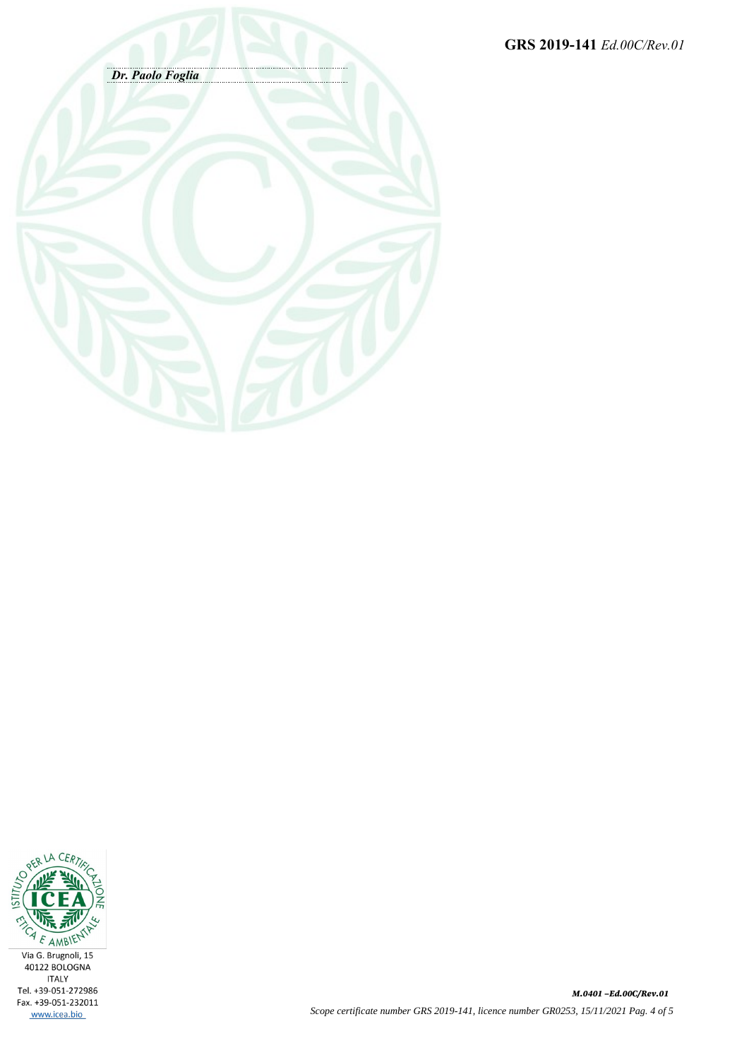*Dr. Paolo Foglia*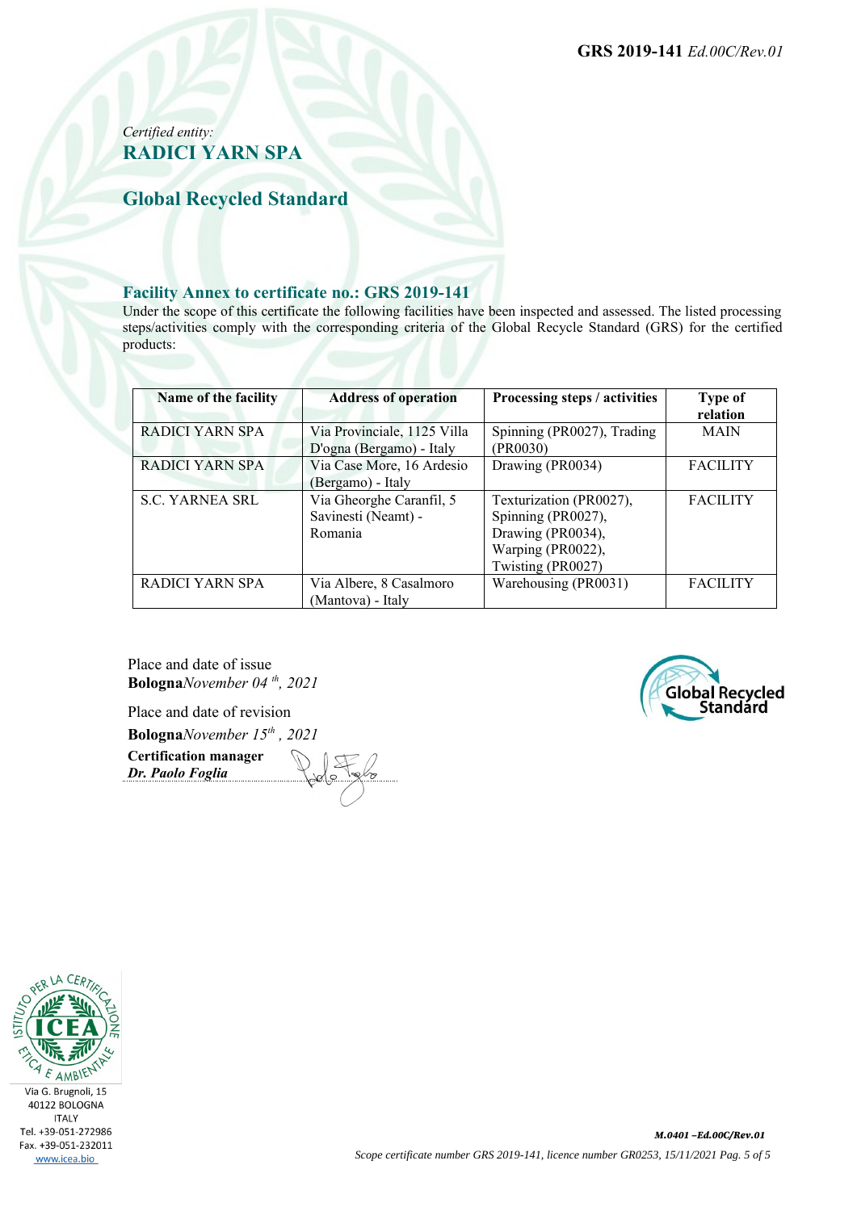*Certified entity:*
## RADICI YARN SPA

## Global Recycled Standard

### Facility Annex to certificate no.: GRS 2019-141

Under the scope of this certificate the following facilities have been inspected and assessed. The listed processing steps/activities comply with the corresponding criteria of the Global Recycle Standard (GRS) for the certified products:

| Name of the facility | Address of operation | Processing steps / activities | Type of relation |
|---|---|---|---|
| RADICI YARN SPA | Via Provinciale, 1125 Villa D'ogna (Bergamo) - Italy | Spinning (PR0027), Trading (PR0030) | MAIN |
| RADICI YARN SPA | Via Case More, 16 Ardesio (Bergamo) - Italy | Drawing (PR0034) | FACILITY |
| S.C. YARNEA SRL | Via Gheorghe Caranfil, 5 Savinesti (Neamt) - Romania | Texturization (PR0027), Spinning (PR0027), Drawing (PR0034), Warping (PR0022), Twisting (PR0027) | FACILITY |
| RADICI YARN SPA | Via Albere, 8 Casalmoro (Mantova) - Italy | Warehousing (PR0031) | FACILITY |

Place and date of issue
**Bologna***November 04 th, 2021*

Place and date of revision
**Bologna***November 15th , 2021*

**Certification manager**
***Dr. Paolo Foglia***

Global Recycled Standard

ISTITUTO PER LA CERTIFICAZIONE ETICA E AMBIENTALE
ICEA
Via G. Brugnoli, 15
40122 BOLOGNA
ITALY
Tel. +39-051-272986
Fax. +39-051-232011
www.icea.bio

***M.0401 –Ed.00C/Rev.01***

*Scope certificate number GRS 2019-141, licence number GR0253, 15/11/2021*